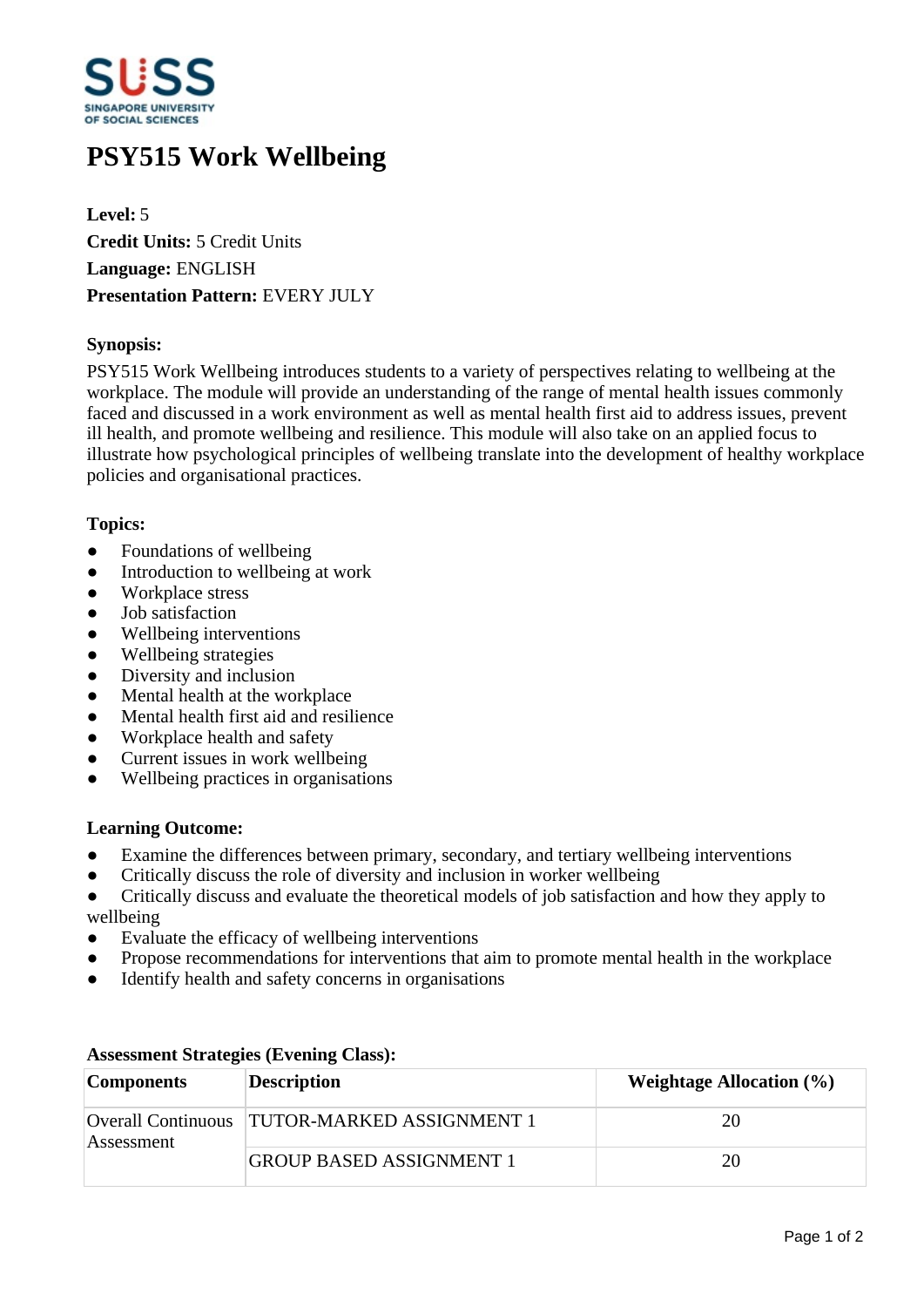# PSY515 Work Wellbeing

**Level:** 5
**Credit Units:** 5 Credit Units
**Language:** ENGLISH
**Presentation Pattern:** EVERY JULY

**Synopsis:**

PSY515 Work Wellbeing introduces students to a variety of perspectives relating to wellbeing at the workplace. The module will provide an understanding of the range of mental health issues commonly faced and discussed in a work environment as well as mental health first aid to address issues, prevent ill health, and promote wellbeing and resilience. This module will also take on an applied focus to illustrate how psychological principles of wellbeing translate into the development of healthy workplace policies and organisational practices.

**Topics:**

- Foundations of wellbeing
- Introduction to wellbeing at work
- Workplace stress
- Job satisfaction
- Wellbeing interventions
- Wellbeing strategies
- Diversity and inclusion
- Mental health at the workplace
- Mental health first aid and resilience
- Workplace health and safety
- Current issues in work wellbeing
- Wellbeing practices in organisations

**Learning Outcome:**

- Examine the differences between primary, secondary, and tertiary wellbeing interventions
- Critically discuss the role of diversity and inclusion in worker wellbeing
- Critically discuss and evaluate the theoretical models of job satisfaction and how they apply to wellbeing
- Evaluate the efficacy of wellbeing interventions
- Propose recommendations for interventions that aim to promote mental health in the workplace
- Identify health and safety concerns in organisations

**Assessment Strategies (Evening Class):**

| Components | Description | Weightage Allocation (%) |
|---|---|---|
| Overall Continuous Assessment | TUTOR-MARKED ASSIGNMENT 1 | 20 |
| | GROUP BASED ASSIGNMENT 1 | 20 |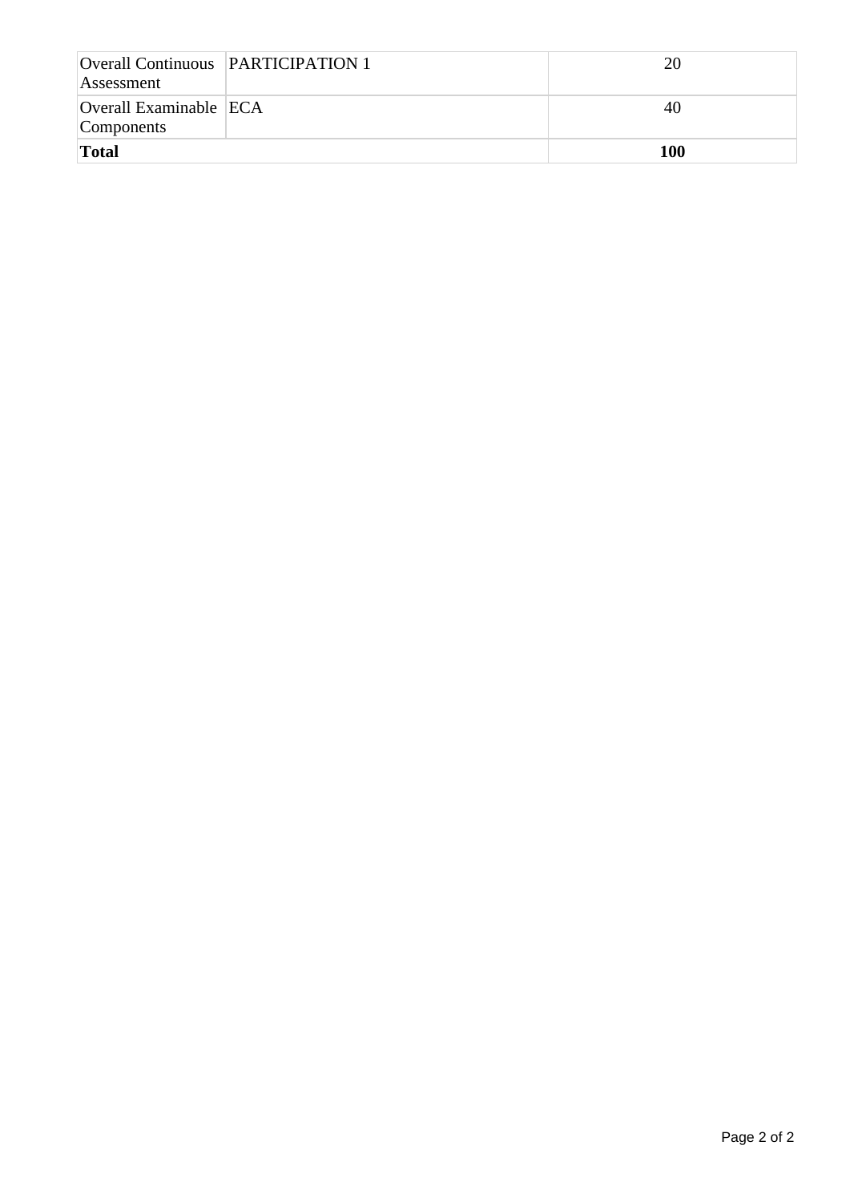| | | |
|---|---|---|
| Overall Continuous Assessment | PARTICIPATION 1 | 20 |
| Overall Examinable Components | ECA | 40 |
| **Total** | | **100** |